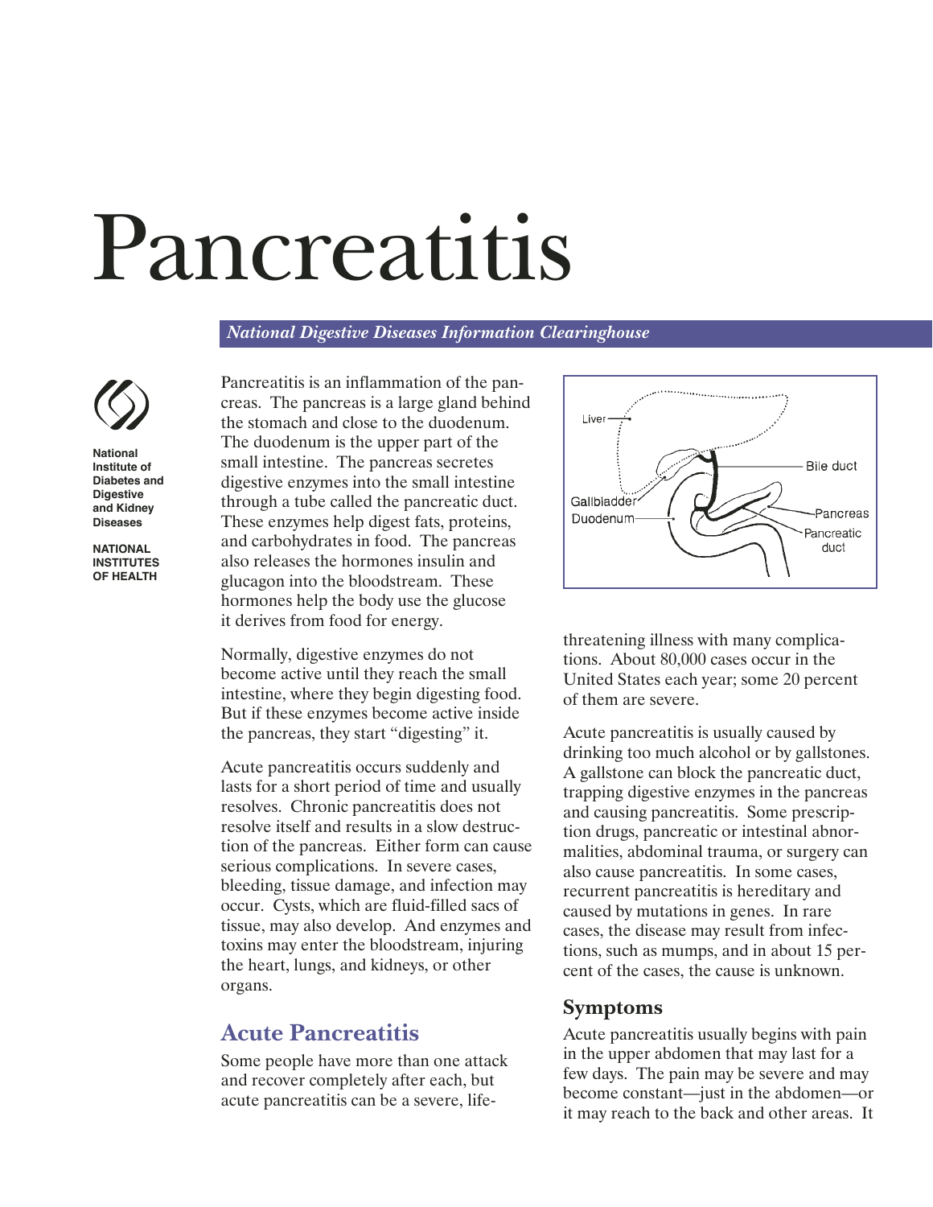# Pancreatitis

*National Digestive Diseases Information Clearinghouse*

National Institute of Diabetes and Digestive and Kidney Diseases

NATIONAL INSTITUTES OF HEALTH

Pancreatitis is an inflammation of the pancreas. The pancreas is a large gland behind the stomach and close to the duodenum. The duodenum is the upper part of the small intestine. The pancreas secretes digestive enzymes into the small intestine through a tube called the pancreatic duct. These enzymes help digest fats, proteins, and carbohydrates in food. The pancreas also releases the hormones insulin and glucagon into the bloodstream. These hormones help the body use the glucose it derives from food for energy.

Normally, digestive enzymes do not become active until they reach the small intestine, where they begin digesting food. But if these enzymes become active inside the pancreas, they start "digesting" it.

Acute pancreatitis occurs suddenly and lasts for a short period of time and usually resolves. Chronic pancreatitis does not resolve itself and results in a slow destruction of the pancreas. Either form can cause serious complications. In severe cases, bleeding, tissue damage, and infection may occur. Cysts, which are fluid-filled sacs of tissue, may also develop. And enzymes and toxins may enter the bloodstream, injuring the heart, lungs, and kidneys, or other organs.

## Acute Pancreatitis

Some people have more than one attack and recover completely after each, but acute pancreatitis can be a severe, life-threatening illness with many complications. About 80,000 cases occur in the United States each year; some 20 percent of them are severe.

Acute pancreatitis is usually caused by drinking too much alcohol or by gallstones. A gallstone can block the pancreatic duct, trapping digestive enzymes in the pancreas and causing pancreatitis. Some prescription drugs, pancreatic or intestinal abnormalities, abdominal trauma, or surgery can also cause pancreatitis. In some cases, recurrent pancreatitis is hereditary and caused by mutations in genes. In rare cases, the disease may result from infections, such as mumps, and in about 15 percent of the cases, the cause is unknown.

### Symptoms

Acute pancreatitis usually begins with pain in the upper abdomen that may last for a few days. The pain may be severe and may become constant—just in the abdomen—or it may reach to the back and other areas. It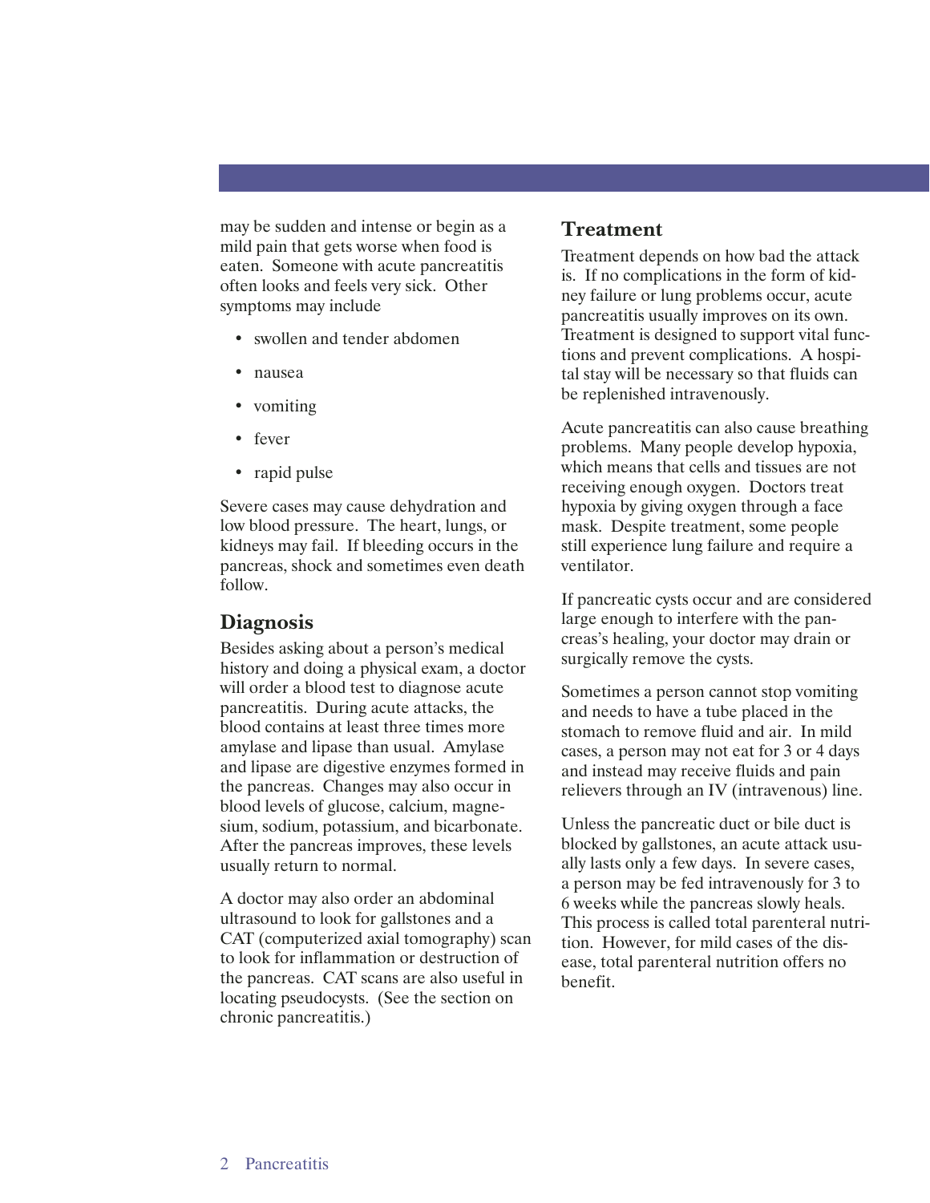may be sudden and intense or begin as a mild pain that gets worse when food is eaten. Someone with acute pancreatitis often looks and feels very sick. Other symptoms may include

- swollen and tender abdomen
- nausea
- vomiting
- fever
- rapid pulse

Severe cases may cause dehydration and low blood pressure. The heart, lungs, or kidneys may fail. If bleeding occurs in the pancreas, shock and sometimes even death follow.

## Diagnosis

Besides asking about a person's medical history and doing a physical exam, a doctor will order a blood test to diagnose acute pancreatitis. During acute attacks, the blood contains at least three times more amylase and lipase than usual. Amylase and lipase are digestive enzymes formed in the pancreas. Changes may also occur in blood levels of glucose, calcium, magnesium, sodium, potassium, and bicarbonate. After the pancreas improves, these levels usually return to normal.

A doctor may also order an abdominal ultrasound to look for gallstones and a CAT (computerized axial tomography) scan to look for inflammation or destruction of the pancreas. CAT scans are also useful in locating pseudocysts. (See the section on chronic pancreatitis.)

## Treatment

Treatment depends on how bad the attack is. If no complications in the form of kidney failure or lung problems occur, acute pancreatitis usually improves on its own. Treatment is designed to support vital functions and prevent complications. A hospital stay will be necessary so that fluids can be replenished intravenously.

Acute pancreatitis can also cause breathing problems. Many people develop hypoxia, which means that cells and tissues are not receiving enough oxygen. Doctors treat hypoxia by giving oxygen through a face mask. Despite treatment, some people still experience lung failure and require a ventilator.

If pancreatic cysts occur and are considered large enough to interfere with the pancreas's healing, your doctor may drain or surgically remove the cysts.

Sometimes a person cannot stop vomiting and needs to have a tube placed in the stomach to remove fluid and air. In mild cases, a person may not eat for 3 or 4 days and instead may receive fluids and pain relievers through an IV (intravenous) line.

Unless the pancreatic duct or bile duct is blocked by gallstones, an acute attack usually lasts only a few days. In severe cases, a person may be fed intravenously for 3 to 6 weeks while the pancreas slowly heals. This process is called total parenteral nutrition. However, for mild cases of the disease, total parenteral nutrition offers no benefit.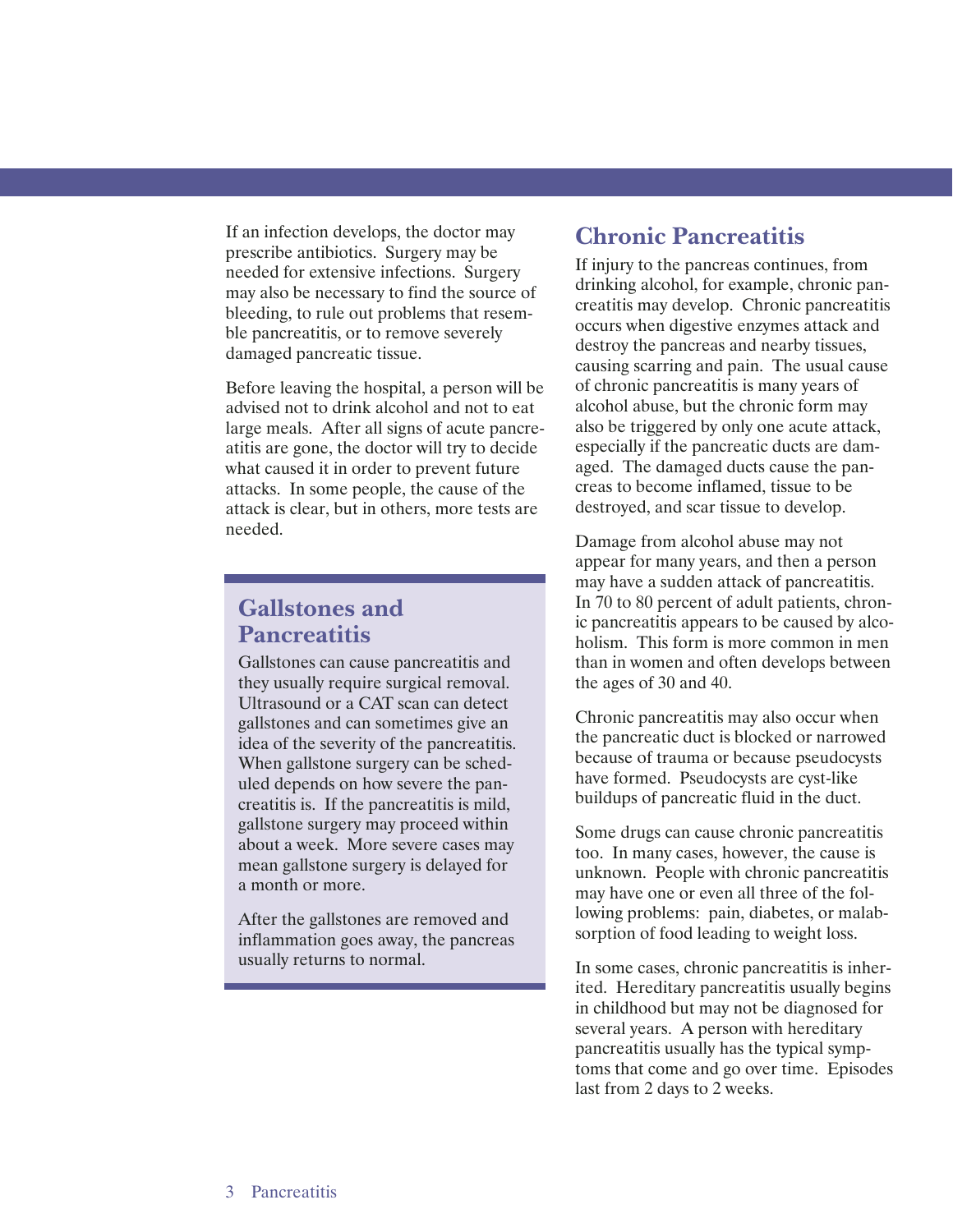If an infection develops, the doctor may prescribe antibiotics. Surgery may be needed for extensive infections. Surgery may also be necessary to find the source of bleeding, to rule out problems that resemble pancreatitis, or to remove severely damaged pancreatic tissue.

Before leaving the hospital, a person will be advised not to drink alcohol and not to eat large meals. After all signs of acute pancreatitis are gone, the doctor will try to decide what caused it in order to prevent future attacks. In some people, the cause of the attack is clear, but in others, more tests are needed.

## Gallstones and Pancreatitis

Gallstones can cause pancreatitis and they usually require surgical removal. Ultrasound or a CAT scan can detect gallstones and can sometimes give an idea of the severity of the pancreatitis. When gallstone surgery can be scheduled depends on how severe the pancreatitis is. If the pancreatitis is mild, gallstone surgery may proceed within about a week. More severe cases may mean gallstone surgery is delayed for a month or more.

After the gallstones are removed and inflammation goes away, the pancreas usually returns to normal.

## Chronic Pancreatitis

If injury to the pancreas continues, from drinking alcohol, for example, chronic pancreatitis may develop. Chronic pancreatitis occurs when digestive enzymes attack and destroy the pancreas and nearby tissues, causing scarring and pain. The usual cause of chronic pancreatitis is many years of alcohol abuse, but the chronic form may also be triggered by only one acute attack, especially if the pancreatic ducts are damaged. The damaged ducts cause the pancreas to become inflamed, tissue to be destroyed, and scar tissue to develop.

Damage from alcohol abuse may not appear for many years, and then a person may have a sudden attack of pancreatitis. In 70 to 80 percent of adult patients, chronic pancreatitis appears to be caused by alcoholism. This form is more common in men than in women and often develops between the ages of 30 and 40.

Chronic pancreatitis may also occur when the pancreatic duct is blocked or narrowed because of trauma or because pseudocysts have formed. Pseudocysts are cyst-like buildups of pancreatic fluid in the duct.

Some drugs can cause chronic pancreatitis too. In many cases, however, the cause is unknown. People with chronic pancreatitis may have one or even all three of the following problems: pain, diabetes, or malabsorption of food leading to weight loss.

In some cases, chronic pancreatitis is inherited. Hereditary pancreatitis usually begins in childhood but may not be diagnosed for several years. A person with hereditary pancreatitis usually has the typical symptoms that come and go over time. Episodes last from 2 days to 2 weeks.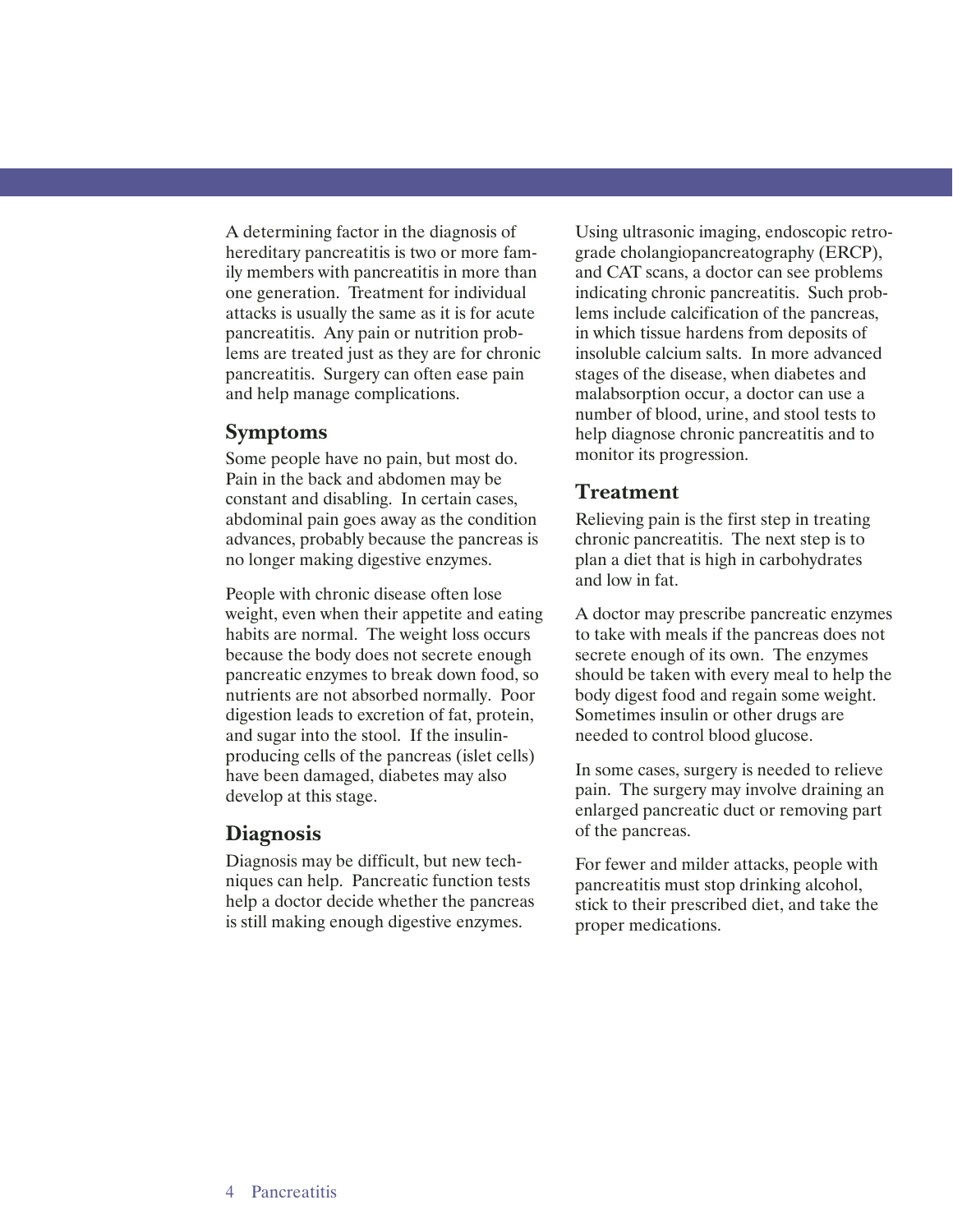A determining factor in the diagnosis of hereditary pancreatitis is two or more family members with pancreatitis in more than one generation. Treatment for individual attacks is usually the same as it is for acute pancreatitis. Any pain or nutrition problems are treated just as they are for chronic pancreatitis. Surgery can often ease pain and help manage complications.

## Symptoms

Some people have no pain, but most do. Pain in the back and abdomen may be constant and disabling. In certain cases, abdominal pain goes away as the condition advances, probably because the pancreas is no longer making digestive enzymes.

People with chronic disease often lose weight, even when their appetite and eating habits are normal. The weight loss occurs because the body does not secrete enough pancreatic enzymes to break down food, so nutrients are not absorbed normally. Poor digestion leads to excretion of fat, protein, and sugar into the stool. If the insulin-producing cells of the pancreas (islet cells) have been damaged, diabetes may also develop at this stage.

## Diagnosis

Diagnosis may be difficult, but new techniques can help. Pancreatic function tests help a doctor decide whether the pancreas is still making enough digestive enzymes. Using ultrasonic imaging, endoscopic retrograde cholangiopancreatography (ERCP), and CAT scans, a doctor can see problems indicating chronic pancreatitis. Such problems include calcification of the pancreas, in which tissue hardens from deposits of insoluble calcium salts. In more advanced stages of the disease, when diabetes and malabsorption occur, a doctor can use a number of blood, urine, and stool tests to help diagnose chronic pancreatitis and to monitor its progression.

## Treatment

Relieving pain is the first step in treating chronic pancreatitis. The next step is to plan a diet that is high in carbohydrates and low in fat.

A doctor may prescribe pancreatic enzymes to take with meals if the pancreas does not secrete enough of its own. The enzymes should be taken with every meal to help the body digest food and regain some weight. Sometimes insulin or other drugs are needed to control blood glucose.

In some cases, surgery is needed to relieve pain. The surgery may involve draining an enlarged pancreatic duct or removing part of the pancreas.

For fewer and milder attacks, people with pancreatitis must stop drinking alcohol, stick to their prescribed diet, and take the proper medications.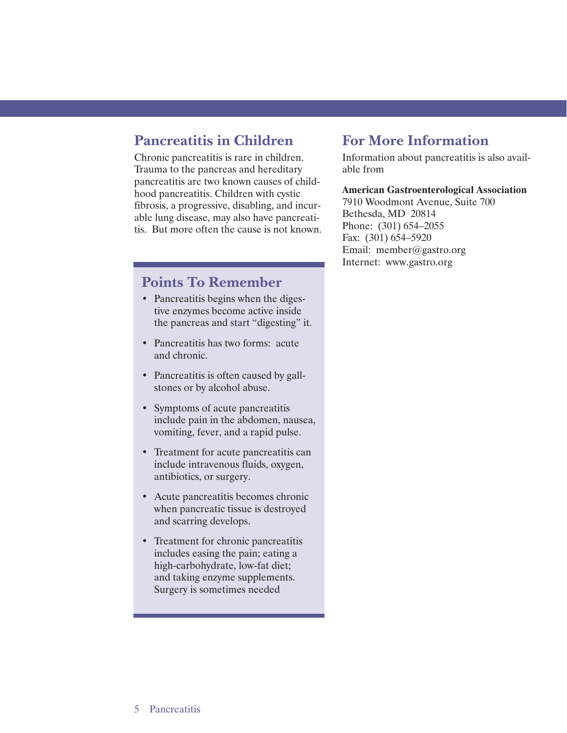## Pancreatitis in Children

Chronic pancreatitis is rare in children. Trauma to the pancreas and hereditary pancreatitis are two known causes of childhood pancreatitis. Children with cystic fibrosis, a progressive, disabling, and incurable lung disease, may also have pancreatitis. But more often the cause is not known.

## Points To Remember

- Pancreatitis begins when the digestive enzymes become active inside the pancreas and start "digesting" it.
- Pancreatitis has two forms: acute and chronic.
- Pancreatitis is often caused by gallstones or by alcohol abuse.
- Symptoms of acute pancreatitis include pain in the abdomen, nausea, vomiting, fever, and a rapid pulse.
- Treatment for acute pancreatitis can include intravenous fluids, oxygen, antibiotics, or surgery.
- Acute pancreatitis becomes chronic when pancreatic tissue is destroyed and scarring develops.
- Treatment for chronic pancreatitis includes easing the pain; eating a high-carbohydrate, low-fat diet; and taking enzyme supplements. Surgery is sometimes needed

## For More Information

Information about pancreatitis is also available from

**American Gastroenterological Association**
7910 Woodmont Avenue, Suite 700
Bethesda, MD 20814
Phone: (301) 654–2055
Fax: (301) 654–5920
Email: member@gastro.org
Internet: www.gastro.org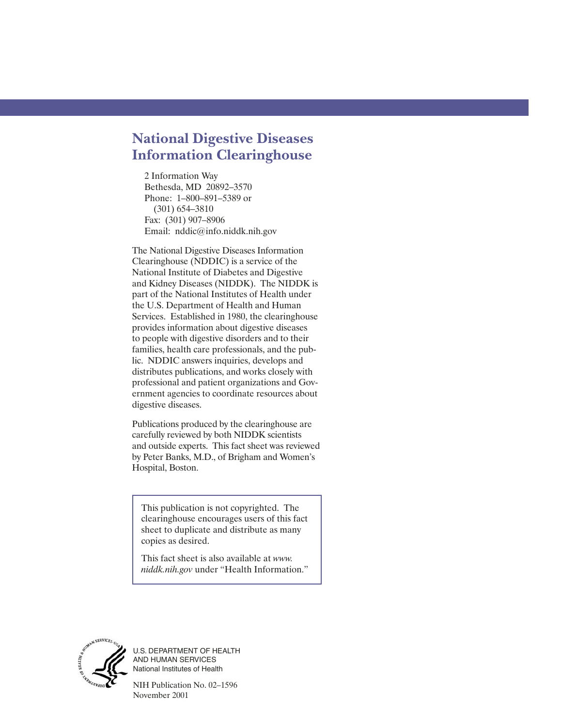## National Digestive Diseases Information Clearinghouse

2 Information Way
Bethesda, MD 20892–3570
Phone: 1–800–891–5389 or
(301) 654–3810
Fax: (301) 907–8906
Email: nddic@info.niddk.nih.gov

The National Digestive Diseases Information Clearinghouse (NDDIC) is a service of the National Institute of Diabetes and Digestive and Kidney Diseases (NIDDK). The NIDDK is part of the National Institutes of Health under the U.S. Department of Health and Human Services. Established in 1980, the clearinghouse provides information about digestive diseases to people with digestive disorders and to their families, health care professionals, and the public. NDDIC answers inquiries, develops and distributes publications, and works closely with professional and patient organizations and Government agencies to coordinate resources about digestive diseases.

Publications produced by the clearinghouse are carefully reviewed by both NIDDK scientists and outside experts. This fact sheet was reviewed by Peter Banks, M.D., of Brigham and Women's Hospital, Boston.

This publication is not copyrighted. The clearinghouse encourages users of this fact sheet to duplicate and distribute as many copies as desired.

This fact sheet is also available at *www.niddk.nih.gov* under "Health Information."

U.S. DEPARTMENT OF HEALTH AND HUMAN SERVICES
National Institutes of Health

NIH Publication No. 02–1596
November 2001